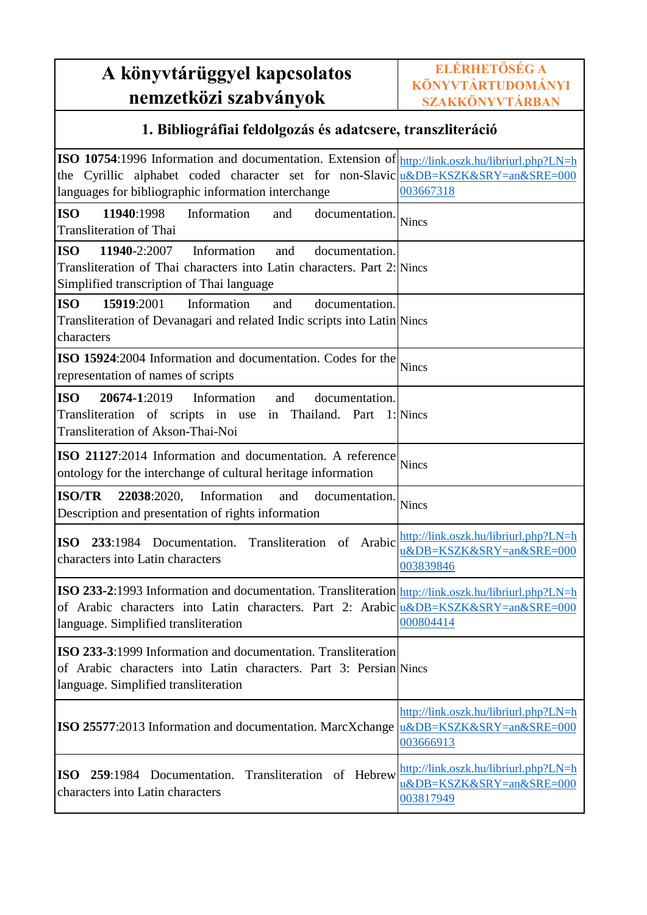| A könyvtárüggyel kapcsolatos nemzetközi szabványok | ELÉRHETŐSÉG A KÖNYVTÁRTUDOMÁNYI SZAKKÖNYVTÁRBAN |
|---|---|
| **1. Bibliográfiai feldolgozás és adatcsere, transzliteráció** | |
| **ISO 10754**:1996 Information and documentation. Extension of the Cyrillic alphabet coded character set for non-Slavic languages for bibliographic information interchange | http://link.oszk.hu/libriurl.php?LN=hu&DB=KSZK&SRY=an&SRE=000003667318 |
| **ISO 11940**:1998 Information and documentation. Transliteration of Thai | Nincs |
| **ISO 11940-2**:2007 Information and documentation. Transliteration of Thai characters into Latin characters. Part 2: Simplified transcription of Thai language | Nincs |
| **ISO 15919**:2001 Information and documentation. Transliteration of Devanagari and related Indic scripts into Latin characters | Nincs |
| **ISO 15924**:2004 Information and documentation. Codes for the representation of names of scripts | Nincs |
| **ISO 20674-1**:2019 Information and documentation. Transliteration of scripts in use in Thailand. Part 1: Transliteration of Akson-Thai-Noi | Nincs |
| **ISO 21127**:2014 Information and documentation. A reference ontology for the interchange of cultural heritage information | Nincs |
| **ISO/TR 22038**:2020, Information and documentation. Description and presentation of rights information | Nincs |
| **ISO 233**:1984 Documentation. Transliteration of Arabic characters into Latin characters | http://link.oszk.hu/libriurl.php?LN=hu&DB=KSZK&SRY=an&SRE=000003839846 |
| **ISO 233-2**:1993 Information and documentation. Transliteration of Arabic characters into Latin characters. Part 2: Arabic language. Simplified transliteration | http://link.oszk.hu/libriurl.php?LN=hu&DB=KSZK&SRY=an&SRE=000000804414 |
| **ISO 233-3**:1999 Information and documentation. Transliteration of Arabic characters into Latin characters. Part 3: Persian language. Simplified transliteration | Nincs |
| **ISO 25577**:2013 Information and documentation. MarcXchange | http://link.oszk.hu/libriurl.php?LN=hu&DB=KSZK&SRY=an&SRE=000003666913 |
| **ISO 259**:1984 Documentation. Transliteration of Hebrew characters into Latin characters | http://link.oszk.hu/libriurl.php?LN=hu&DB=KSZK&SRY=an&SRE=000003817949 |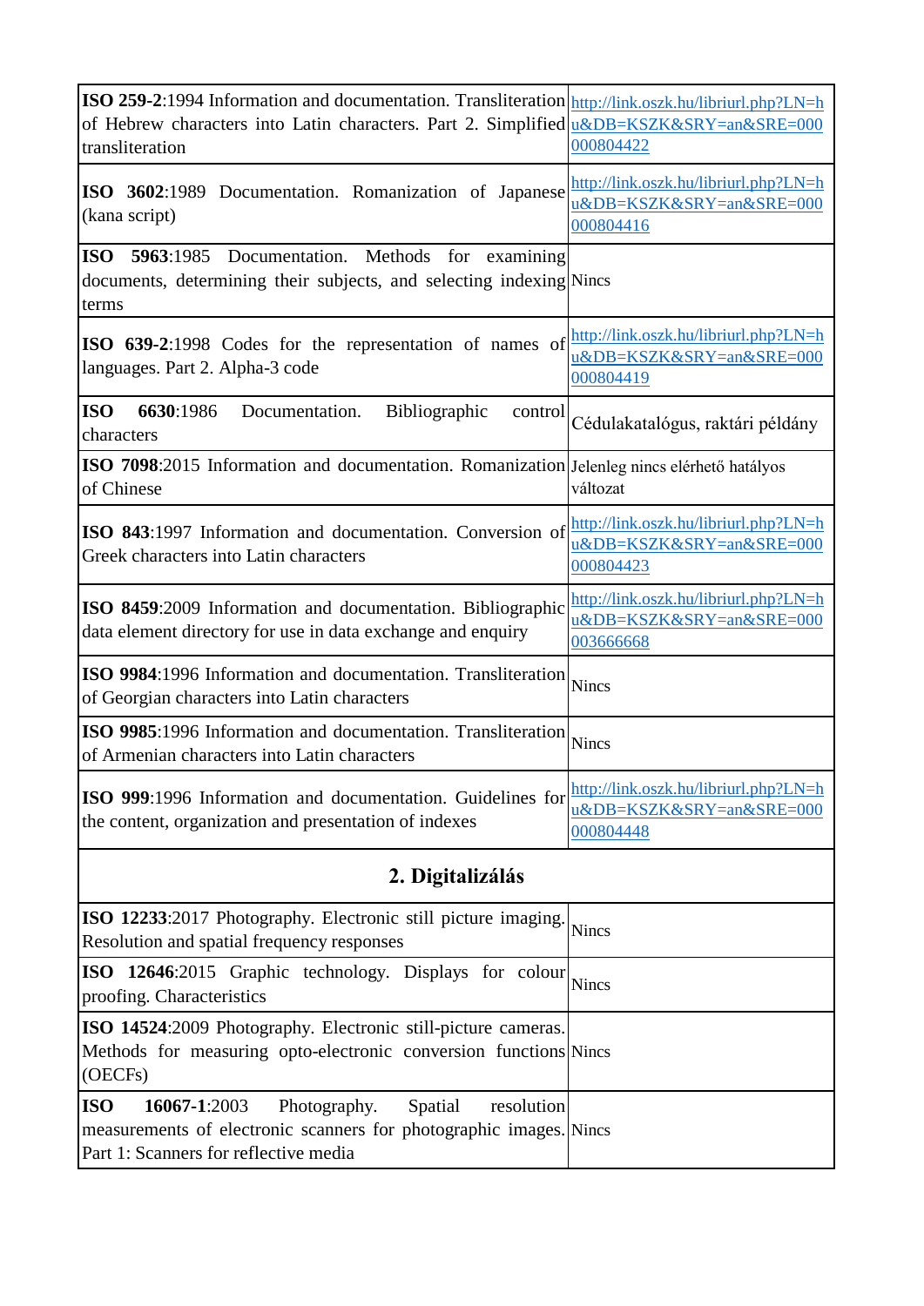| | |
|---|---|
| **ISO 259-2**:1994 Information and documentation. Transliteration of Hebrew characters into Latin characters. Part 2. Simplified transliteration | http://link.oszk.hu/libriurl.php?LN=hu&DB=KSZK&SRY=an&SRE=000000804422 |
| **ISO 3602**:1989 Documentation. Romanization of Japanese (kana script) | http://link.oszk.hu/libriurl.php?LN=hu&DB=KSZK&SRY=an&SRE=000000804416 |
| **ISO 5963**:1985 Documentation. Methods for examining documents, determining their subjects, and selecting indexing terms | Nincs |
| **ISO 639-2**:1998 Codes for the representation of names of languages. Part 2. Alpha-3 code | http://link.oszk.hu/libriurl.php?LN=hu&DB=KSZK&SRY=an&SRE=000000804419 |
| **ISO 6630**:1986 Documentation. Bibliographic control characters | Cédulakatalógus, raktári példány |
| **ISO 7098**:2015 Information and documentation. Romanization of Chinese | Jelenleg nincs elérhető hatályos változat |
| **ISO 843**:1997 Information and documentation. Conversion of Greek characters into Latin characters | http://link.oszk.hu/libriurl.php?LN=hu&DB=KSZK&SRY=an&SRE=000000804423 |
| **ISO 8459**:2009 Information and documentation. Bibliographic data element directory for use in data exchange and enquiry | http://link.oszk.hu/libriurl.php?LN=hu&DB=KSZK&SRY=an&SRE=000003666668 |
| **ISO 9984**:1996 Information and documentation. Transliteration of Georgian characters into Latin characters | Nincs |
| **ISO 9985**:1996 Information and documentation. Transliteration of Armenian characters into Latin characters | Nincs |
| **ISO 999**:1996 Information and documentation. Guidelines for the content, organization and presentation of indexes | http://link.oszk.hu/libriurl.php?LN=hu&DB=KSZK&SRY=an&SRE=000000804448 |
| **2. Digitalizálás** | |
| **ISO 12233**:2017 Photography. Electronic still picture imaging. Resolution and spatial frequency responses | Nincs |
| **ISO 12646**:2015 Graphic technology. Displays for colour proofing. Characteristics | Nincs |
| **ISO 14524**:2009 Photography. Electronic still-picture cameras. Methods for measuring opto-electronic conversion functions (OECFs) | Nincs |
| **ISO 16067-1**:2003 Photography. Spatial resolution measurements of electronic scanners for photographic images. Part 1: Scanners for reflective media | Nincs |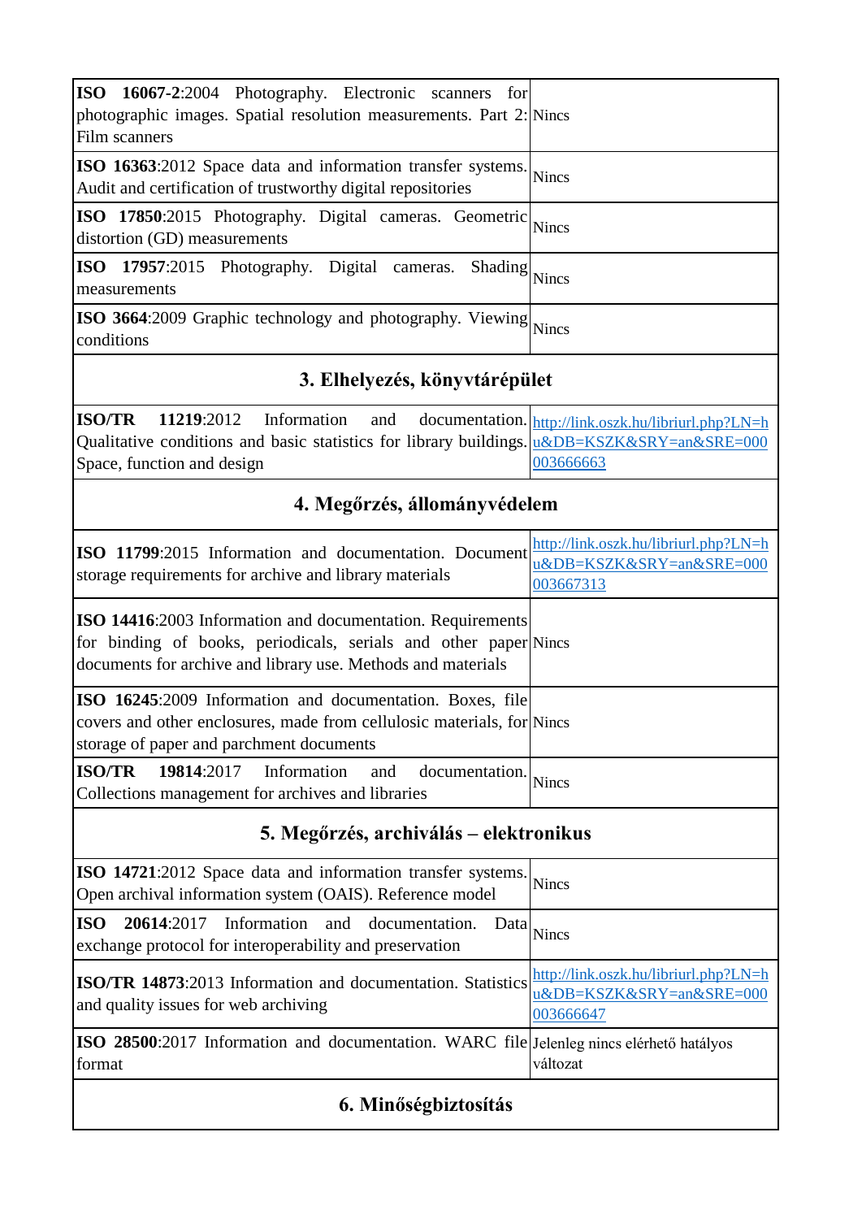| | |
|---|---|
| **ISO 16067-2**:2004 Photography. Electronic scanners for photographic images. Spatial resolution measurements. Part 2: Film scanners | Nincs |
| **ISO 16363**:2012 Space data and information transfer systems. Audit and certification of trustworthy digital repositories | Nincs |
| **ISO 17850**:2015 Photography. Digital cameras. Geometric distortion (GD) measurements | Nincs |
| **ISO 17957**:2015 Photography. Digital cameras. Shading measurements | Nincs |
| **ISO 3664**:2009 Graphic technology and photography. Viewing conditions | Nincs |
| **3. Elhelyezés, könyvtárépület** | |
| **ISO/TR 11219**:2012 Information and documentation. Qualitative conditions and basic statistics for library buildings. Space, function and design | http://link.oszk.hu/libriurl.php?LN=hu&DB=KSZK&SRY=an&SRE=000003666663 |
| **4. Megőrzés, állományvédelem** | |
| **ISO 11799**:2015 Information and documentation. Document storage requirements for archive and library materials | http://link.oszk.hu/libriurl.php?LN=hu&DB=KSZK&SRY=an&SRE=000003667313 |
| **ISO 14416**:2003 Information and documentation. Requirements for binding of books, periodicals, serials and other paper documents for archive and library use. Methods and materials | Nincs |
| **ISO 16245**:2009 Information and documentation. Boxes, file covers and other enclosures, made from cellulosic materials, for storage of paper and parchment documents | Nincs |
| **ISO/TR 19814**:2017 Information and documentation. Collections management for archives and libraries | Nincs |
| **5. Megőrzés, archiválás – elektronikus** | |
| **ISO 14721**:2012 Space data and information transfer systems. Open archival information system (OAIS). Reference model | Nincs |
| **ISO 20614**:2017 Information and documentation. Data exchange protocol for interoperability and preservation | Nincs |
| **ISO/TR 14873**:2013 Information and documentation. Statistics and quality issues for web archiving | http://link.oszk.hu/libriurl.php?LN=hu&DB=KSZK&SRY=an&SRE=000003666647 |
| **ISO 28500**:2017 Information and documentation. WARC file format | Jelenleg nincs elérhető hatályos változat |
| **6. Minőségbiztosítás** | |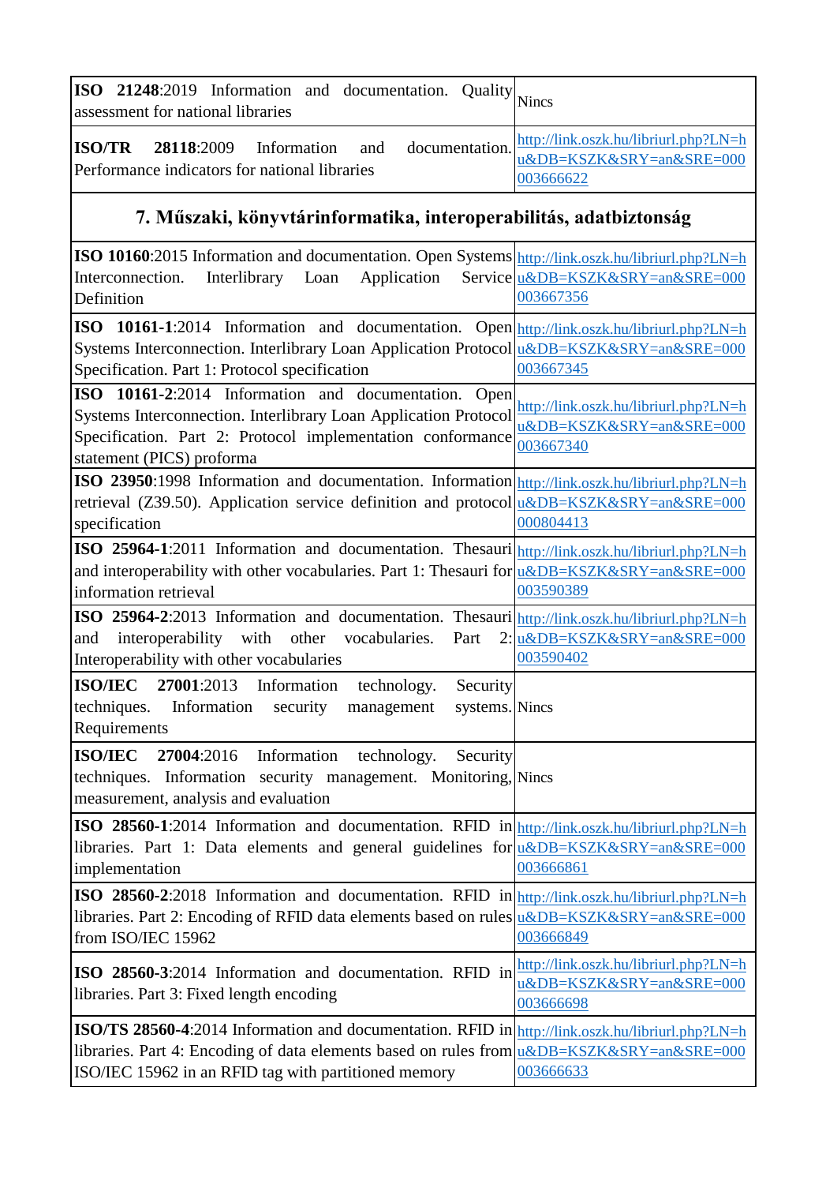| | |
|---|---|
| **ISO 21248**:2019 Information and documentation. Quality assessment for national libraries | Nincs |
| **ISO/TR 28118**:2009 Information and documentation. Performance indicators for national libraries | http://link.oszk.hu/libriurl.php?LN=hu&DB=KSZK&SRY=an&SRE=000003666622 |

## 7. Műszaki, könyvtárinformatika, interoperabilitás, adatbiztonság

| | |
|---|---|
| **ISO 10160**:2015 Information and documentation. Open Systems Interconnection. Interlibrary Loan Application Service Definition | http://link.oszk.hu/libriurl.php?LN=hu&DB=KSZK&SRY=an&SRE=000003667356 |
| **ISO 10161-1**:2014 Information and documentation. Open Systems Interconnection. Interlibrary Loan Application Protocol Specification. Part 1: Protocol specification | http://link.oszk.hu/libriurl.php?LN=hu&DB=KSZK&SRY=an&SRE=000003667345 |
| **ISO 10161-2**:2014 Information and documentation. Open Systems Interconnection. Interlibrary Loan Application Protocol Specification. Part 2: Protocol implementation conformance statement (PICS) proforma | http://link.oszk.hu/libriurl.php?LN=hu&DB=KSZK&SRY=an&SRE=000003667340 |
| **ISO 23950**:1998 Information and documentation. Information retrieval (Z39.50). Application service definition and protocol specification | http://link.oszk.hu/libriurl.php?LN=hu&DB=KSZK&SRY=an&SRE=000000804413 |
| **ISO 25964-1**:2011 Information and documentation. Thesauri and interoperability with other vocabularies. Part 1: Thesauri for information retrieval | http://link.oszk.hu/libriurl.php?LN=hu&DB=KSZK&SRY=an&SRE=000003590389 |
| **ISO 25964-2**:2013 Information and documentation. Thesauri and interoperability with other vocabularies. Part 2: Interoperability with other vocabularies | http://link.oszk.hu/libriurl.php?LN=hu&DB=KSZK&SRY=an&SRE=000003590402 |
| **ISO/IEC 27001**:2013 Information technology. Security techniques. Information security management systems. Requirements | Nincs |
| **ISO/IEC 27004**:2016 Information technology. Security techniques. Information security management. Monitoring, measurement, analysis and evaluation | Nincs |
| **ISO 28560-1**:2014 Information and documentation. RFID in libraries. Part 1: Data elements and general guidelines for implementation | http://link.oszk.hu/libriurl.php?LN=hu&DB=KSZK&SRY=an&SRE=000003666861 |
| **ISO 28560-2**:2018 Information and documentation. RFID in libraries. Part 2: Encoding of RFID data elements based on rules from ISO/IEC 15962 | http://link.oszk.hu/libriurl.php?LN=hu&DB=KSZK&SRY=an&SRE=000003666849 |
| **ISO 28560-3**:2014 Information and documentation. RFID in libraries. Part 3: Fixed length encoding | http://link.oszk.hu/libriurl.php?LN=hu&DB=KSZK&SRY=an&SRE=000003666698 |
| **ISO/TS 28560-4**:2014 Information and documentation. RFID in libraries. Part 4: Encoding of data elements based on rules from ISO/IEC 15962 in an RFID tag with partitioned memory | http://link.oszk.hu/libriurl.php?LN=hu&DB=KSZK&SRY=an&SRE=000003666633 |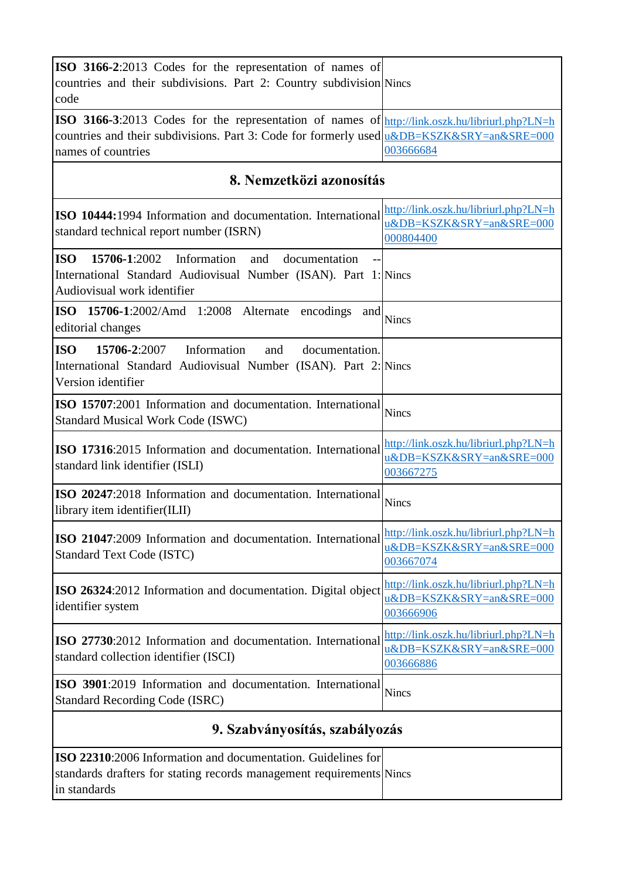| | |
|---|---|
| **ISO 3166-2**:2013 Codes for the representation of names of countries and their subdivisions. Part 2: Country subdivision code | Nincs |
| **ISO 3166-3**:2013 Codes for the representation of names of countries and their subdivisions. Part 3: Code for formerly used names of countries | http://link.oszk.hu/libriurl.php?LN=hu&DB=KSZK&SRY=an&SRE=000003666684 |
| **8. Nemzetközi azonosítás** | |
| **ISO 10444:**1994 Information and documentation. International standard technical report number (ISRN) | http://link.oszk.hu/libriurl.php?LN=hu&DB=KSZK&SRY=an&SRE=000000804400 |
| **ISO 15706-1**:2002 Information and documentation -- International Standard Audiovisual Number (ISAN). Part 1: Audiovisual work identifier | Nincs |
| **ISO 15706-1**:2002/Amd 1:2008 Alternate encodings and editorial changes | Nincs |
| **ISO 15706-2**:2007 Information and documentation. International Standard Audiovisual Number (ISAN). Part 2: Version identifier | Nincs |
| **ISO 15707**:2001 Information and documentation. International Standard Musical Work Code (ISWC) | Nincs |
| **ISO 17316**:2015 Information and documentation. International standard link identifier (ISLI) | http://link.oszk.hu/libriurl.php?LN=hu&DB=KSZK&SRY=an&SRE=000003667275 |
| **ISO 20247**:2018 Information and documentation. International library item identifier(ILII) | Nincs |
| **ISO 21047**:2009 Information and documentation. International Standard Text Code (ISTC) | http://link.oszk.hu/libriurl.php?LN=hu&DB=KSZK&SRY=an&SRE=000003667074 |
| **ISO 26324**:2012 Information and documentation. Digital object identifier system | http://link.oszk.hu/libriurl.php?LN=hu&DB=KSZK&SRY=an&SRE=000003666906 |
| **ISO 27730**:2012 Information and documentation. International standard collection identifier (ISCI) | http://link.oszk.hu/libriurl.php?LN=hu&DB=KSZK&SRY=an&SRE=000003666886 |
| **ISO 3901**:2019 Information and documentation. International Standard Recording Code (ISRC) | Nincs |
| **9. Szabványosítás, szabályozás** | |
| **ISO 22310**:2006 Information and documentation. Guidelines for standards drafters for stating records management requirements in standards | Nincs |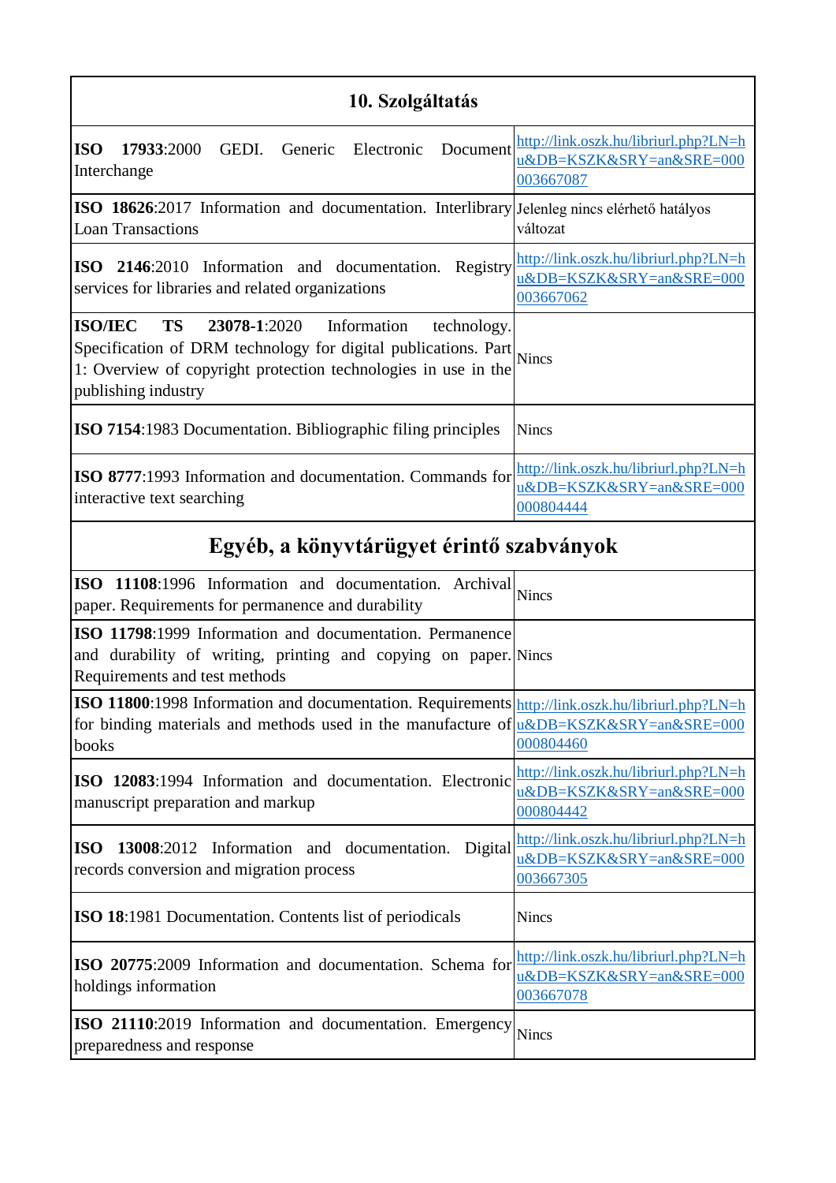| 10. Szolgáltatás | |
|---|---|
| **ISO 17933**:2000 GEDI. Generic Electronic Document Interchange | http://link.oszk.hu/libriurl.php?LN=hu&DB=KSZK&SRY=an&SRE=000003667087 |
| **ISO 18626**:2017 Information and documentation. Interlibrary Loan Transactions | Jelenleg nincs elérhető hatályos változat |
| **ISO 2146**:2010 Information and documentation. Registry services for libraries and related organizations | http://link.oszk.hu/libriurl.php?LN=hu&DB=KSZK&SRY=an&SRE=000003667062 |
| **ISO/IEC TS 23078-1**:2020 Information technology. Specification of DRM technology for digital publications. Part 1: Overview of copyright protection technologies in use in the publishing industry | Nincs |
| **ISO 7154**:1983 Documentation. Bibliographic filing principles | Nincs |
| **ISO 8777**:1993 Information and documentation. Commands for interactive text searching | http://link.oszk.hu/libriurl.php?LN=hu&DB=KSZK&SRY=an&SRE=000000804444 |
| **Egyéb, a könyvtárügyet érintő szabványok** | |
| **ISO 11108**:1996 Information and documentation. Archival paper. Requirements for permanence and durability | Nincs |
| **ISO 11798**:1999 Information and documentation. Permanence and durability of writing, printing and copying on paper. Requirements and test methods | Nincs |
| **ISO 11800**:1998 Information and documentation. Requirements for binding materials and methods used in the manufacture of books | http://link.oszk.hu/libriurl.php?LN=hu&DB=KSZK&SRY=an&SRE=000000804460 |
| **ISO 12083**:1994 Information and documentation. Electronic manuscript preparation and markup | http://link.oszk.hu/libriurl.php?LN=hu&DB=KSZK&SRY=an&SRE=000000804442 |
| **ISO 13008**:2012 Information and documentation. Digital records conversion and migration process | http://link.oszk.hu/libriurl.php?LN=hu&DB=KSZK&SRY=an&SRE=000003667305 |
| **ISO 18**:1981 Documentation. Contents list of periodicals | Nincs |
| **ISO 20775**:2009 Information and documentation. Schema for holdings information | http://link.oszk.hu/libriurl.php?LN=hu&DB=KSZK&SRY=an&SRE=000003667078 |
| **ISO 21110**:2019 Information and documentation. Emergency preparedness and response | Nincs |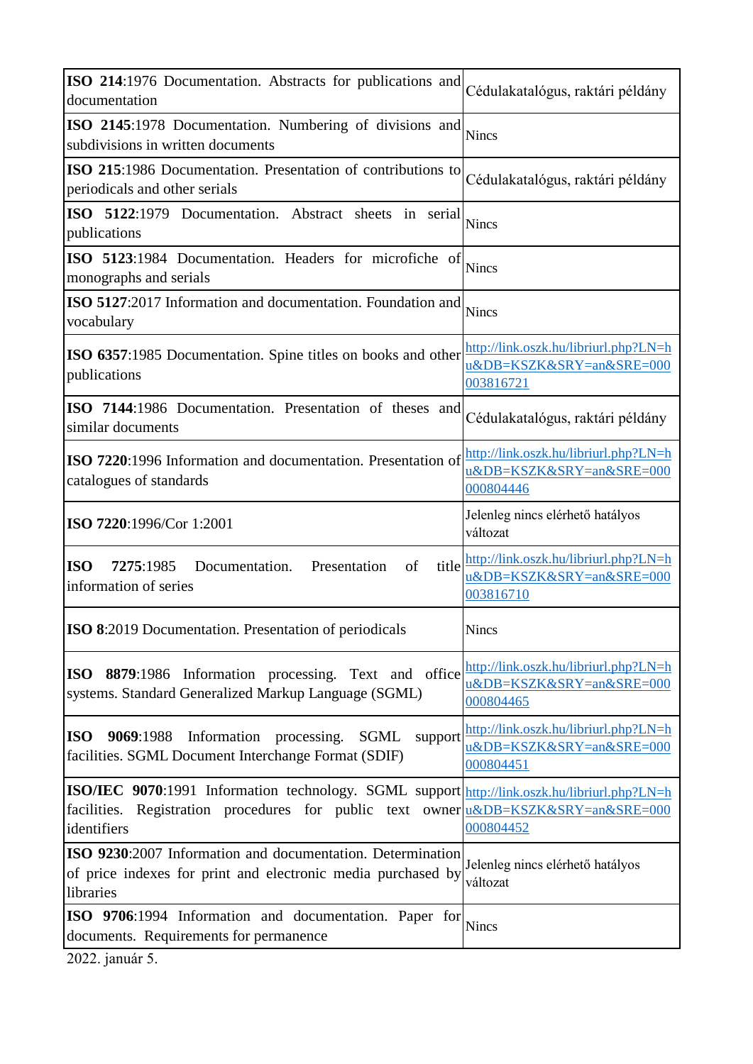| | |
|---|---|
| **ISO 214**:1976 Documentation. Abstracts for publications and documentation | Cédulakatalógus, raktári példány |
| **ISO 2145**:1978 Documentation. Numbering of divisions and subdivisions in written documents | Nincs |
| **ISO 215**:1986 Documentation. Presentation of contributions to periodicals and other serials | Cédulakatalógus, raktári példány |
| **ISO 5122**:1979 Documentation. Abstract sheets in serial publications | Nincs |
| **ISO 5123**:1984 Documentation. Headers for microfiche of monographs and serials | Nincs |
| **ISO 5127**:2017 Information and documentation. Foundation and vocabulary | Nincs |
| **ISO 6357**:1985 Documentation. Spine titles on books and other publications | http://link.oszk.hu/libriurl.php?LN=hu&DB=KSZK&SRY=an&SRE=000003816721 |
| **ISO 7144**:1986 Documentation. Presentation of theses and similar documents | Cédulakatalógus, raktári példány |
| **ISO 7220**:1996 Information and documentation. Presentation of catalogues of standards | http://link.oszk.hu/libriurl.php?LN=hu&DB=KSZK&SRY=an&SRE=000000804446 |
| **ISO 7220**:1996/Cor 1:2001 | Jelenleg nincs elérhető hatályos változat |
| **ISO 7275**:1985 Documentation. Presentation of title information of series | http://link.oszk.hu/libriurl.php?LN=hu&DB=KSZK&SRY=an&SRE=000003816710 |
| **ISO 8**:2019 Documentation. Presentation of periodicals | Nincs |
| **ISO 8879**:1986 Information processing. Text and office systems. Standard Generalized Markup Language (SGML) | http://link.oszk.hu/libriurl.php?LN=hu&DB=KSZK&SRY=an&SRE=000000804465 |
| **ISO 9069**:1988 Information processing. SGML support facilities. SGML Document Interchange Format (SDIF) | http://link.oszk.hu/libriurl.php?LN=hu&DB=KSZK&SRY=an&SRE=000000804451 |
| **ISO/IEC 9070**:1991 Information technology. SGML support facilities. Registration procedures for public text owner identifiers | http://link.oszk.hu/libriurl.php?LN=hu&DB=KSZK&SRY=an&SRE=000000804452 |
| **ISO 9230**:2007 Information and documentation. Determination of price indexes for print and electronic media purchased by libraries | Jelenleg nincs elérhető hatályos változat |
| **ISO 9706**:1994 Information and documentation. Paper for documents. Requirements for permanence | Nincs |

2022. január 5.